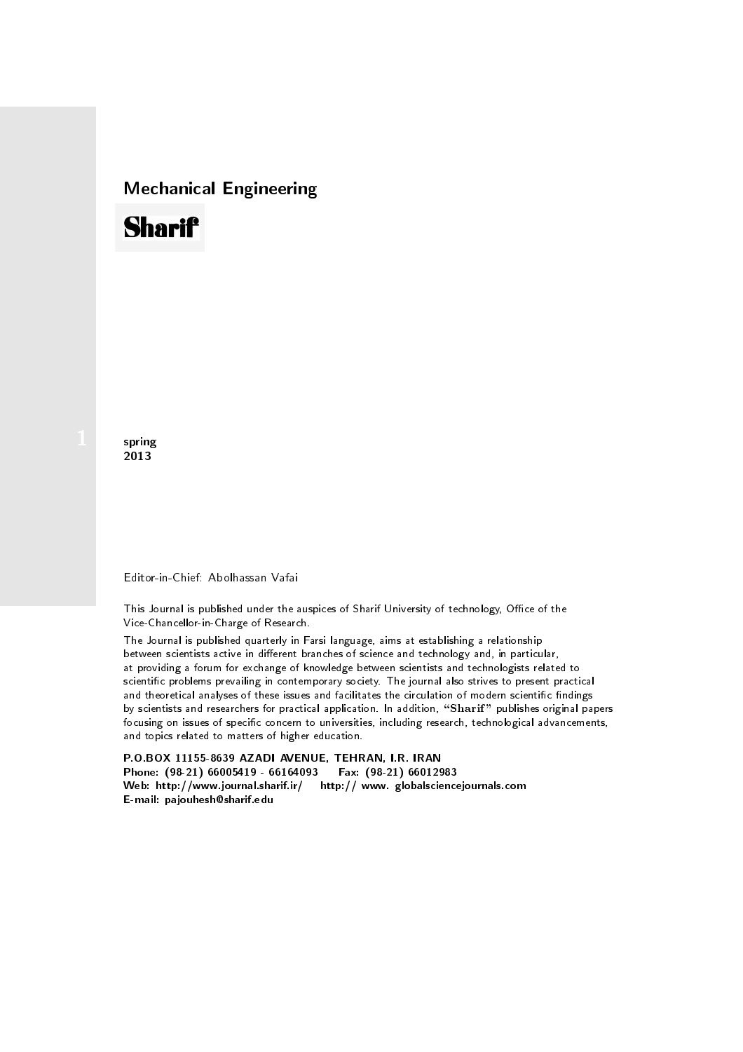# Mechanical Engineering

**Sharif**

1

**spring**
**2013**

Editor-in-Chief: Abolhassan Vafai

This Journal is published under the auspices of Sharif University of technology, Office of the Vice-Chancellor-in-Charge of Research.

The Journal is published quarterly in Farsi language, aims at establishing a relationship between scientists active in different branches of science and technology and, in particular, at providing a forum for exchange of knowledge between scientists and technologists related to scientific problems prevailing in contemporary society. The journal also strives to present practical and theoretical analyses of these issues and facilitates the circulation of modern scientific findings by scientists and researchers for practical application. In addition, "**Sharif**" publishes original papers focusing on issues of specific concern to universities, including research, technological advancements, and topics related to matters of higher education.

**P.O.BOX 11155-8639 AZADI AVENUE, TEHRAN, I.R. IRAN**
**Phone: (98-21) 66005419 - 66164093 Fax: (98-21) 66012983**
**Web: http://www.journal.sharif.ir/ http:// www. globalsciencejournals.com**
**E-mail: pajouhesh@sharif.edu**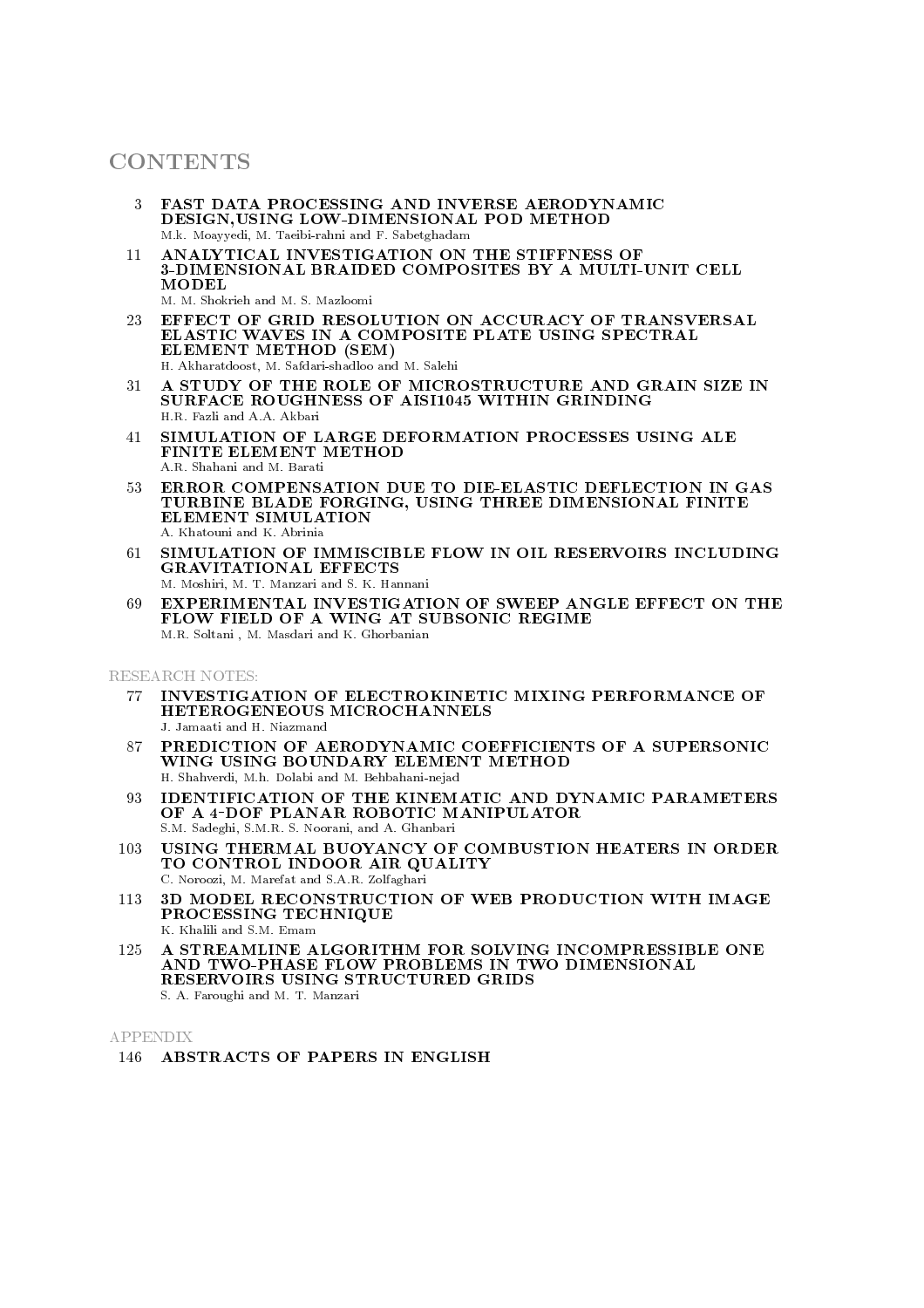# CONTENTS

3 **FAST DATA PROCESSING AND INVERSE AERODYNAMIC DESIGN,USING LOW-DIMENSIONAL POD METHOD**
M.k. Moayyedi, M. Taeibi-rahni and F. Sabetghadam

11 **ANALYTICAL INVESTIGATION ON THE STIFFNESS OF 3-DIMENSIONAL BRAIDED COMPOSITES BY A MULTI-UNIT CELL MODEL**
M. M. Shokrieh and M. S. Mazloomi

23 **EFFECT OF GRID RESOLUTION ON ACCURACY OF TRANSVERSAL ELASTIC WAVES IN A COMPOSITE PLATE USING SPECTRAL ELEMENT METHOD (SEM)**
H. Akharatdoost, M. Safdari-shadloo and M. Salehi

31 **A STUDY OF THE ROLE OF MICROSTRUCTURE AND GRAIN SIZE IN SURFACE ROUGHNESS OF AISI1045 WITHIN GRINDING**
H.R. Fazli and A.A. Akbari

41 **SIMULATION OF LARGE DEFORMATION PROCESSES USING ALE FINITE ELEMENT METHOD**
A.R. Shahani and M. Barati

53 **ERROR COMPENSATION DUE TO DIE-ELASTIC DEFLECTION IN GAS TURBINE BLADE FORGING, USING THREE DIMENSIONAL FINITE ELEMENT SIMULATION**
A. Khatouni and K. Abrinia

61 **SIMULATION OF IMMISCIBLE FLOW IN OIL RESERVOIRS INCLUDING GRAVITATIONAL EFFECTS**
M. Moshiri, M. T. Manzari and S. K. Hannani

69 **EXPERIMENTAL INVESTIGATION OF SWEEP ANGLE EFFECT ON THE FLOW FIELD OF A WING AT SUBSONIC REGIME**
M.R. Soltani , M. Masdari and K. Ghorbanian

## RESEARCH NOTES:

77 **INVESTIGATION OF ELECTROKINETIC MIXING PERFORMANCE OF HETEROGENEOUS MICROCHANNELS**
J. Jamaati and H. Niazmand

87 **PREDICTION OF AERODYNAMIC COEFFICIENTS OF A SUPERSONIC WING USING BOUNDARY ELEMENT METHOD**
H. Shahverdi, M.h. Dolabi and M. Behbahani-nejad

93 **IDENTIFICATION OF THE KINEMATIC AND DYNAMIC PARAMETERS OF A 4-DOF PLANAR ROBOTIC MANIPULATOR**
S.M. Sadeghi, S.M.R. S. Noorani, and A. Ghanbari

103 **USING THERMAL BUOYANCY OF COMBUSTION HEATERS IN ORDER TO CONTROL INDOOR AIR QUALITY**
C. Noroozi, M. Marefat and S.A.R. Zolfaghari

113 **3D MODEL RECONSTRUCTION OF WEB PRODUCTION WITH IMAGE PROCESSING TECHNIQUE**
K. Khalili and S.M. Emam

125 **A STREAMLINE ALGORITHM FOR SOLVING INCOMPRESSIBLE ONE AND TWO-PHASE FLOW PROBLEMS IN TWO DIMENSIONAL RESERVOIRS USING STRUCTURED GRIDS**
S. A. Faroughi and M. T. Manzari

## APPENDIX

146 **ABSTRACTS OF PAPERS IN ENGLISH**